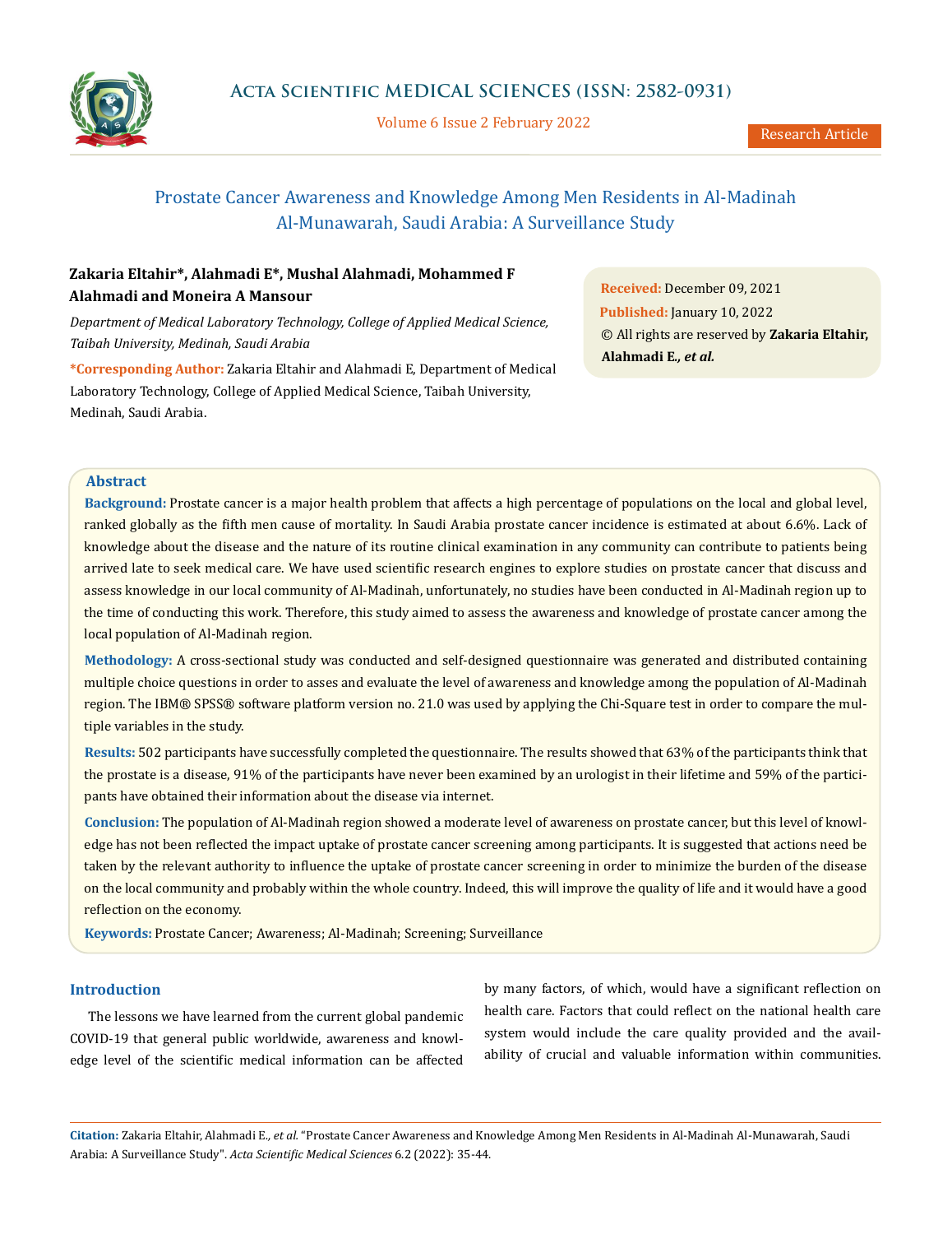# Prostate Cancer Awareness and Knowledge Among Men Residents in Al-Madinah Al-Munawarah, Saudi Arabia: A Surveillance Study

**Zakaria Eltahir\*, Alahmadi E\*, Mushal Alahmadi, Mohammed F Alahmadi and Moneira A Mansour**

*Department of Medical Laboratory Technology, College of Applied Medical Science, Taibah University, Medinah, Saudi Arabia*

**\*Corresponding Author:** Zakaria Eltahir and Alahmadi E, Department of Medical Laboratory Technology, College of Applied Medical Science, Taibah University, Medinah, Saudi Arabia.

**Received:** December 09, 2021
**Published:** January 10, 2022
© All rights are reserved by **Zakaria Eltahir, Alahmadi E., *et al.***

## Abstract

**Background:** Prostate cancer is a major health problem that affects a high percentage of populations on the local and global level, ranked globally as the fifth men cause of mortality. In Saudi Arabia prostate cancer incidence is estimated at about 6.6%. Lack of knowledge about the disease and the nature of its routine clinical examination in any community can contribute to patients being arrived late to seek medical care. We have used scientific research engines to explore studies on prostate cancer that discuss and assess knowledge in our local community of Al-Madinah, unfortunately, no studies have been conducted in Al-Madinah region up to the time of conducting this work. Therefore, this study aimed to assess the awareness and knowledge of prostate cancer among the local population of Al-Madinah region.

**Methodology:** A cross-sectional study was conducted and self-designed questionnaire was generated and distributed containing multiple choice questions in order to asses and evaluate the level of awareness and knowledge among the population of Al-Madinah region. The IBM® SPSS® software platform version no. 21.0 was used by applying the Chi-Square test in order to compare the multiple variables in the study.

**Results:** 502 participants have successfully completed the questionnaire. The results showed that 63% of the participants think that the prostate is a disease, 91% of the participants have never been examined by an urologist in their lifetime and 59% of the participants have obtained their information about the disease via internet.

**Conclusion:** The population of Al-Madinah region showed a moderate level of awareness on prostate cancer, but this level of knowledge has not been reflected the impact uptake of prostate cancer screening among participants. It is suggested that actions need be taken by the relevant authority to influence the uptake of prostate cancer screening in order to minimize the burden of the disease on the local community and probably within the whole country. Indeed, this will improve the quality of life and it would have a good reflection on the economy.

**Keywords:** Prostate Cancer; Awareness; Al-Madinah; Screening; Surveillance

## Introduction

The lessons we have learned from the current global pandemic COVID-19 that general public worldwide, awareness and knowledge level of the scientific medical information can be affected by many factors, of which, would have a significant reflection on health care. Factors that could reflect on the national health care system would include the care quality provided and the availability of crucial and valuable information within communities.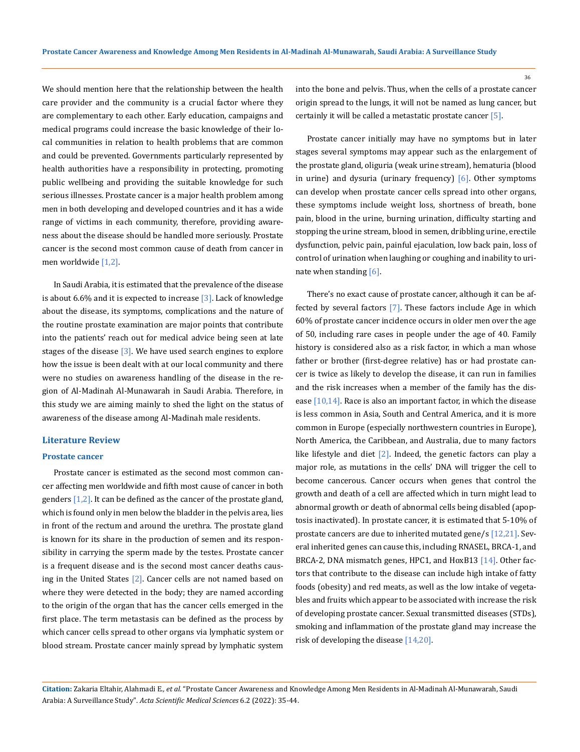We should mention here that the relationship between the health care provider and the community is a crucial factor where they are complementary to each other. Early education, campaigns and medical programs could increase the basic knowledge of their local communities in relation to health problems that are common and could be prevented. Governments particularly represented by health authorities have a responsibility in protecting, promoting public wellbeing and providing the suitable knowledge for such serious illnesses. Prostate cancer is a major health problem among men in both developing and developed countries and it has a wide range of victims in each community, therefore, providing awareness about the disease should be handled more seriously. Prostate cancer is the second most common cause of death from cancer in men worldwide [1,2].

In Saudi Arabia, it is estimated that the prevalence of the disease is about 6.6% and it is expected to increase [3]. Lack of knowledge about the disease, its symptoms, complications and the nature of the routine prostate examination are major points that contribute into the patients' reach out for medical advice being seen at late stages of the disease [3]. We have used search engines to explore how the issue is been dealt with at our local community and there were no studies on awareness handling of the disease in the region of Al-Madinah Al-Munawarah in Saudi Arabia. Therefore, in this study we are aiming mainly to shed the light on the status of awareness of the disease among Al-Madinah male residents.

## Literature Review

### Prostate cancer

Prostate cancer is estimated as the second most common cancer affecting men worldwide and fifth most cause of cancer in both genders [1,2]. It can be defined as the cancer of the prostate gland, which is found only in men below the bladder in the pelvis area, lies in front of the rectum and around the urethra. The prostate gland is known for its share in the production of semen and its responsibility in carrying the sperm made by the testes. Prostate cancer is a frequent disease and is the second most cancer deaths causing in the United States [2]. Cancer cells are not named based on where they were detected in the body; they are named according to the origin of the organ that has the cancer cells emerged in the first place. The term metastasis can be defined as the process by which cancer cells spread to other organs via lymphatic system or blood stream. Prostate cancer mainly spread by lymphatic system into the bone and pelvis. Thus, when the cells of a prostate cancer origin spread to the lungs, it will not be named as lung cancer, but certainly it will be called a metastatic prostate cancer [5].

Prostate cancer initially may have no symptoms but in later stages several symptoms may appear such as the enlargement of the prostate gland, oliguria (weak urine stream), hematuria (blood in urine) and dysuria (urinary frequency) [6]. Other symptoms can develop when prostate cancer cells spread into other organs, these symptoms include weight loss, shortness of breath, bone pain, blood in the urine, burning urination, difficulty starting and stopping the urine stream, blood in semen, dribbling urine, erectile dysfunction, pelvic pain, painful ejaculation, low back pain, loss of control of urination when laughing or coughing and inability to urinate when standing [6].

There's no exact cause of prostate cancer, although it can be affected by several factors [7]. These factors include Age in which 60% of prostate cancer incidence occurs in older men over the age of 50, including rare cases in people under the age of 40. Family history is considered also as a risk factor, in which a man whose father or brother (first-degree relative) has or had prostate cancer is twice as likely to develop the disease, it can run in families and the risk increases when a member of the family has the disease [10,14]. Race is also an important factor, in which the disease is less common in Asia, South and Central America, and it is more common in Europe (especially northwestern countries in Europe), North America, the Caribbean, and Australia, due to many factors like lifestyle and diet [2]. Indeed, the genetic factors can play a major role, as mutations in the cells' DNA will trigger the cell to become cancerous. Cancer occurs when genes that control the growth and death of a cell are affected which in turn might lead to abnormal growth or death of abnormal cells being disabled (apoptosis inactivated). In prostate cancer, it is estimated that 5-10% of prostate cancers are due to inherited mutated gene/s [12,21]. Several inherited genes can cause this, including RNASEL, BRCA-1, and BRCA-2, DNA mismatch genes, HPC1, and HoxB13 [14]. Other factors that contribute to the disease can include high intake of fatty foods (obesity) and red meats, as well as the low intake of vegetables and fruits which appear to be associated with increase the risk of developing prostate cancer. Sexual transmitted diseases (STDs), smoking and inflammation of the prostate gland may increase the risk of developing the disease [14,20].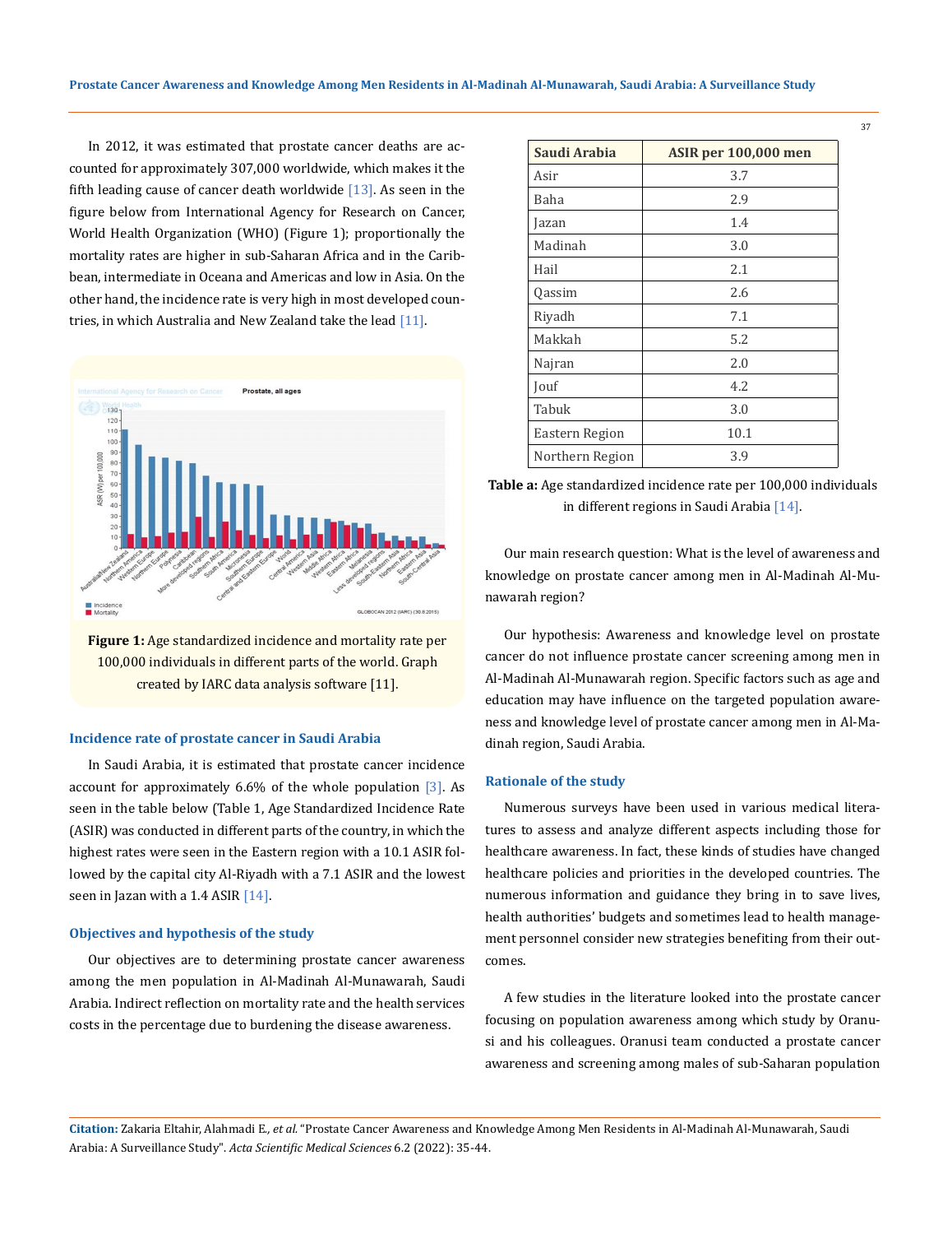In 2012, it was estimated that prostate cancer deaths are accounted for approximately 307,000 worldwide, which makes it the fifth leading cause of cancer death worldwide [13]. As seen in the figure below from International Agency for Research on Cancer, World Health Organization (WHO) (Figure 1); proportionally the mortality rates are higher in sub-Saharan Africa and in the Caribbean, intermediate in Oceana and Americas and low in Asia. On the other hand, the incidence rate is very high in most developed countries, in which Australia and New Zealand take the lead [11].

International Agency for Research on Cancer

World Health Organization

Prostate, all ages

ASR (W) per 100,000

130
120
110
100
90
80
70
60
50
40
30
20
10
0

Australia/New Zealand
Northern America
Western Europe
Northern Europe
Polynesia
Caribbean
More developed regions
Southern Africa
South America
Micronesia
Southern Europe
Central and Eastern Europe
World
Central America
Western Asia
Middle Africa
Western Africa
Eastern Africa
Melanesia
Less developed regions
South-Eastern Asia
Northern Africa
Eastern Asia
South-Central Asia

Incidence
Mortality

GLOBOCAN 2012 (IARC) (30.8.2015)

**Figure 1:** Age standardized incidence and mortality rate per 100,000 individuals in different parts of the world. Graph created by IARC data analysis software [11].

### Incidence rate of prostate cancer in Saudi Arabia

In Saudi Arabia, it is estimated that prostate cancer incidence account for approximately 6.6% of the whole population [3]. As seen in the table below (Table 1, Age Standardized Incidence Rate (ASIR) was conducted in different parts of the country, in which the highest rates were seen in the Eastern region with a 10.1 ASIR followed by the capital city Al-Riyadh with a 7.1 ASIR and the lowest seen in Jazan with a 1.4 ASIR [14].

### Objectives and hypothesis of the study

Our objectives are to determining prostate cancer awareness among the men population in Al-Madinah Al-Munawarah, Saudi Arabia. Indirect reflection on mortality rate and the health services costs in the percentage due to burdening the disease awareness.

| Saudi Arabia | ASIR per 100,000 men |
|---|---|
| Asir | 3.7 |
| Baha | 2.9 |
| Jazan | 1.4 |
| Madinah | 3.0 |
| Hail | 2.1 |
| Qassim | 2.6 |
| Riyadh | 7.1 |
| Makkah | 5.2 |
| Najran | 2.0 |
| Jouf | 4.2 |
| Tabuk | 3.0 |
| Eastern Region | 10.1 |
| Northern Region | 3.9 |

**Table a:** Age standardized incidence rate per 100,000 individuals in different regions in Saudi Arabia [14].

Our main research question: What is the level of awareness and knowledge on prostate cancer among men in Al-Madinah Al-Munawarah region?

Our hypothesis: Awareness and knowledge level on prostate cancer do not influence prostate cancer screening among men in Al-Madinah Al-Munawarah region. Specific factors such as age and education may have influence on the targeted population awareness and knowledge level of prostate cancer among men in Al-Madinah region, Saudi Arabia.

### Rationale of the study

Numerous surveys have been used in various medical literatures to assess and analyze different aspects including those for healthcare awareness. In fact, these kinds of studies have changed healthcare policies and priorities in the developed countries. The numerous information and guidance they bring in to save lives, health authorities' budgets and sometimes lead to health management personnel consider new strategies benefiting from their outcomes.

A few studies in the literature looked into the prostate cancer focusing on population awareness among which study by Oranusi and his colleagues. Oranusi team conducted a prostate cancer awareness and screening among males of sub-Saharan population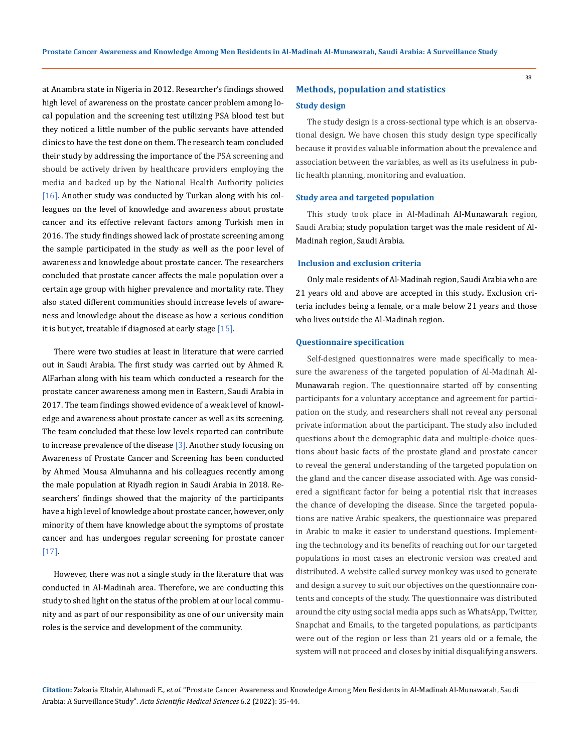at Anambra state in Nigeria in 2012. Researcher's findings showed high level of awareness on the prostate cancer problem among local population and the screening test utilizing PSA blood test but they noticed a little number of the public servants have attended clinics to have the test done on them. The research team concluded their study by addressing the importance of the PSA screening and should be actively driven by healthcare providers employing the media and backed up by the National Health Authority policies [16]. Another study was conducted by Turkan along with his colleagues on the level of knowledge and awareness about prostate cancer and its effective relevant factors among Turkish men in 2016. The study findings showed lack of prostate screening among the sample participated in the study as well as the poor level of awareness and knowledge about prostate cancer. The researchers concluded that prostate cancer affects the male population over a certain age group with higher prevalence and mortality rate. They also stated different communities should increase levels of awareness and knowledge about the disease as how a serious condition it is but yet, treatable if diagnosed at early stage [15].

There were two studies at least in literature that were carried out in Saudi Arabia. The first study was carried out by Ahmed R. AlFarhan along with his team which conducted a research for the prostate cancer awareness among men in Eastern, Saudi Arabia in 2017. The team findings showed evidence of a weak level of knowledge and awareness about prostate cancer as well as its screening. The team concluded that these low levels reported can contribute to increase prevalence of the disease [3]. Another study focusing on Awareness of Prostate Cancer and Screening has been conducted by Ahmed Mousa Almuhanna and his colleagues recently among the male population at Riyadh region in Saudi Arabia in 2018. Researchers' findings showed that the majority of the participants have a high level of knowledge about prostate cancer, however, only minority of them have knowledge about the symptoms of prostate cancer and has undergoes regular screening for prostate cancer [17].

However, there was not a single study in the literature that was conducted in Al-Madinah area. Therefore, we are conducting this study to shed light on the status of the problem at our local community and as part of our responsibility as one of our university main roles is the service and development of the community.

## Methods, population and statistics

### Study design

The study design is a cross-sectional type which is an observational design. We have chosen this study design type specifically because it provides valuable information about the prevalence and association between the variables, as well as its usefulness in public health planning, monitoring and evaluation.

### Study area and targeted population

This study took place in Al-Madinah Al-Munawarah region, Saudi Arabia; study population target was the male resident of Al-Madinah region, Saudi Arabia.

### Inclusion and exclusion criteria

Only male residents of Al-Madinah region, Saudi Arabia who are 21 years old and above are accepted in this study. Exclusion criteria includes being a female, or a male below 21 years and those who lives outside the Al-Madinah region.

### Questionnaire specification

Self-designed questionnaires were made specifically to measure the awareness of the targeted population of Al-Madinah Al-Munawarah region. The questionnaire started off by consenting participants for a voluntary acceptance and agreement for participation on the study, and researchers shall not reveal any personal private information about the participant. The study also included questions about the demographic data and multiple-choice questions about basic facts of the prostate gland and prostate cancer to reveal the general understanding of the targeted population on the gland and the cancer disease associated with. Age was considered a significant factor for being a potential risk that increases the chance of developing the disease. Since the targeted populations are native Arabic speakers, the questionnaire was prepared in Arabic to make it easier to understand questions. Implementing the technology and its benefits of reaching out for our targeted populations in most cases an electronic version was created and distributed. A website called survey monkey was used to generate and design a survey to suit our objectives on the questionnaire contents and concepts of the study. The questionnaire was distributed around the city using social media apps such as WhatsApp, Twitter, Snapchat and Emails, to the targeted populations, as participants were out of the region or less than 21 years old or a female, the system will not proceed and closes by initial disqualifying answers.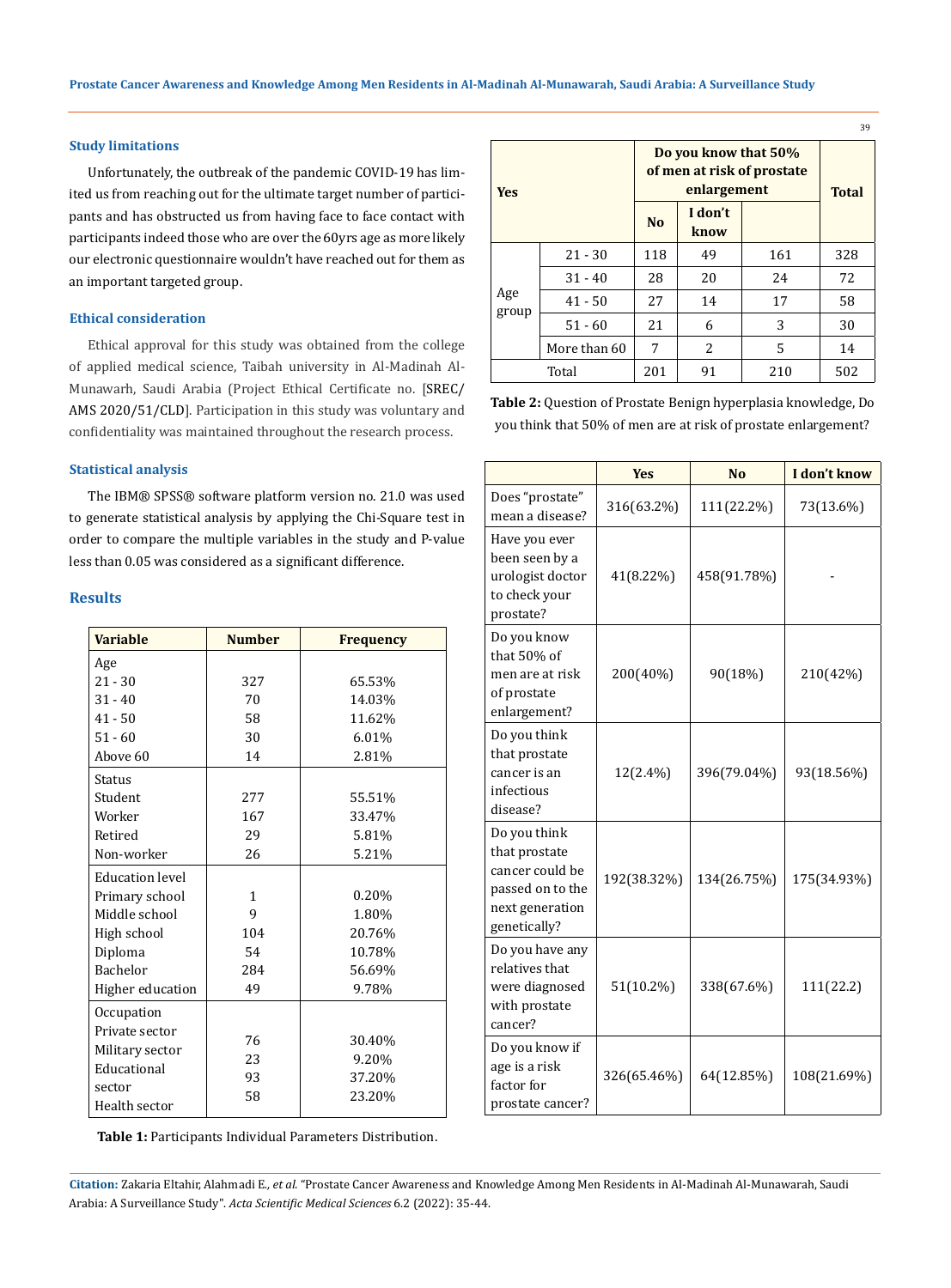### Study limitations

Unfortunately, the outbreak of the pandemic COVID-19 has limited us from reaching out for the ultimate target number of participants and has obstructed us from having face to face contact with participants indeed those who are over the 60yrs age as more likely our electronic questionnaire wouldn't have reached out for them as an important targeted group.

### Ethical consideration

Ethical approval for this study was obtained from the college of applied medical science, Taibah university in Al-Madinah Al-Munawarh, Saudi Arabia (Project Ethical Certificate no. [SREC/AMS 2020/51/CLD]. Participation in this study was voluntary and confidentiality was maintained throughout the research process.

### Statistical analysis

The IBM® SPSS® software platform version no. 21.0 was used to generate statistical analysis by applying the Chi-Square test in order to compare the multiple variables in the study and P-value less than 0.05 was considered as a significant difference.

## Results

| Variable | Number | Frequency |
|---|---|---|
| **Age** | | |
| 21 - 30 | 327 | 65.53% |
| 31 - 40 | 70 | 14.03% |
| 41 - 50 | 58 | 11.62% |
| 51 - 60 | 30 | 6.01% |
| Above 60 | 14 | 2.81% |
| **Status** | | |
| Student | 277 | 55.51% |
| Worker | 167 | 33.47% |
| Retired | 29 | 5.81% |
| Non-worker | 26 | 5.21% |
| **Education level** | | |
| Primary school | 1 | 0.20% |
| Middle school | 9 | 1.80% |
| High school | 104 | 20.76% |
| Diploma | 54 | 10.78% |
| Bachelor | 284 | 56.69% |
| Higher education | 49 | 9.78% |
| **Occupation** | | |
| Private sector | 76 | 30.40% |
| Military sector | 23 | 9.20% |
| Educational sector | 93 | 37.20% |
| Health sector | 58 | 23.20% |

**Table 1:** Participants Individual Parameters Distribution.

| Yes | | Do you know that 50% of men at risk of prostate enlargement | | | Total |
|---|---|---|---|---|---|
| | | No | I don't know | | |
| Age group | 21 - 30 | 118 | 49 | 161 | 328 |
| | 31 - 40 | 28 | 20 | 24 | 72 |
| | 41 - 50 | 27 | 14 | 17 | 58 |
| | 51 - 60 | 21 | 6 | 3 | 30 |
| | More than 60 | 7 | 2 | 5 | 14 |
| Total | | 201 | 91 | 210 | 502 |

**Table 2:** Question of Prostate Benign hyperplasia knowledge, Do you think that 50% of men are at risk of prostate enlargement?

| | Yes | No | I don't know |
|---|---|---|---|
| Does "prostate" mean a disease? | 316(63.2%) | 111(22.2%) | 73(13.6%) |
| Have you ever been seen by a urologist doctor to check your prostate? | 41(8.22%) | 458(91.78%) | - |
| Do you know that 50% of men are at risk of prostate enlargement? | 200(40%) | 90(18%) | 210(42%) |
| Do you think that prostate cancer is an infectious disease? | 12(2.4%) | 396(79.04%) | 93(18.56%) |
| Do you think that prostate cancer could be passed on to the next generation genetically? | 192(38.32%) | 134(26.75%) | 175(34.93%) |
| Do you have any relatives that were diagnosed with prostate cancer? | 51(10.2%) | 338(67.6%) | 111(22.2) |
| Do you know if age is a risk factor for prostate cancer? | 326(65.46%) | 64(12.85%) | 108(21.69%) |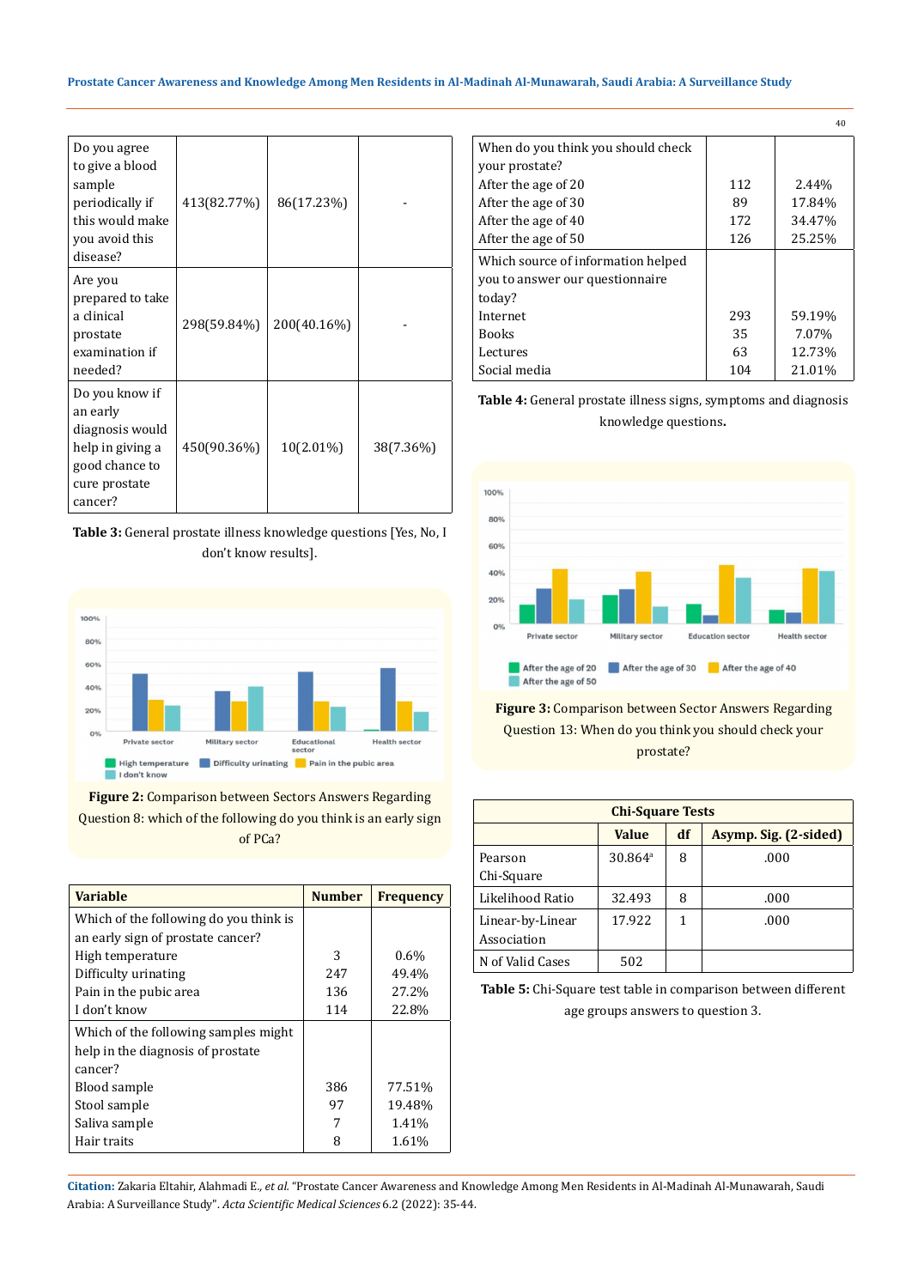| | | | |
|---|---|---|---|
| Do you agree to give a blood sample periodically if this would make you avoid this disease? | 413(82.77%) | 86(17.23%) | - |
| Are you prepared to take a clinical prostate examination if needed? | 298(59.84%) | 200(40.16%) | - |
| Do you know if an early diagnosis would help in giving a good chance to cure prostate cancer? | 450(90.36%) | 10(2.01%) | 38(7.36%) |

**Table 3:** General prostate illness knowledge questions [Yes, No, I don't know results].

100%
80%
60%
40%
20%
0%
Private sector
Military sector
Educational sector
Health sector
High temperature
Difficulty urinating
Pain in the pubic area
I don't know

**Figure 2:** Comparison between Sectors Answers Regarding Question 8: which of the following do you think is an early sign of PCa?

| Variable | Number | Frequency |
|---|---|---|
| Which of the following do you think is an early sign of prostate cancer? | | |
| High temperature | 3 | 0.6% |
| Difficulty urinating | 247 | 49.4% |
| Pain in the pubic area | 136 | 27.2% |
| I don't know | 114 | 22.8% |
| Which of the following samples might help in the diagnosis of prostate cancer? | | |
| Blood sample | 386 | 77.51% |
| Stool sample | 97 | 19.48% |
| Saliva sample | 7 | 1.41% |
| Hair traits | 8 | 1.61% |

| | | |
|---|---|---|
| When do you think you should check your prostate? | | |
| After the age of 20 | 112 | 2.44% |
| After the age of 30 | 89 | 17.84% |
| After the age of 40 | 172 | 34.47% |
| After the age of 50 | 126 | 25.25% |
| Which source of information helped you to answer our questionnaire today? | | |
| Internet | 293 | 59.19% |
| Books | 35 | 7.07% |
| Lectures | 63 | 12.73% |
| Social media | 104 | 21.01% |

**Table 4:** General prostate illness signs, symptoms and diagnosis knowledge questions.

100%
80%
60%
40%
20%
0%
Private sector
Military sector
Education sector
Health sector
After the age of 20
After the age of 30
After the age of 40
After the age of 50

**Figure 3:** Comparison between Sector Answers Regarding Question 13: When do you think you should check your prostate?

| Chi-Square Tests | | | |
|---|---|---|---|
| | Value | df | Asymp. Sig. (2-sided) |
| Pearson Chi-Square | 30.864[a] | 8 | .000 |
| Likelihood Ratio | 32.493 | 8 | .000 |
| Linear-by-Linear Association | 17.922 | 1 | .000 |
| N of Valid Cases | 502 | | |

**Table 5:** Chi-Square test table in comparison between different age groups answers to question 3.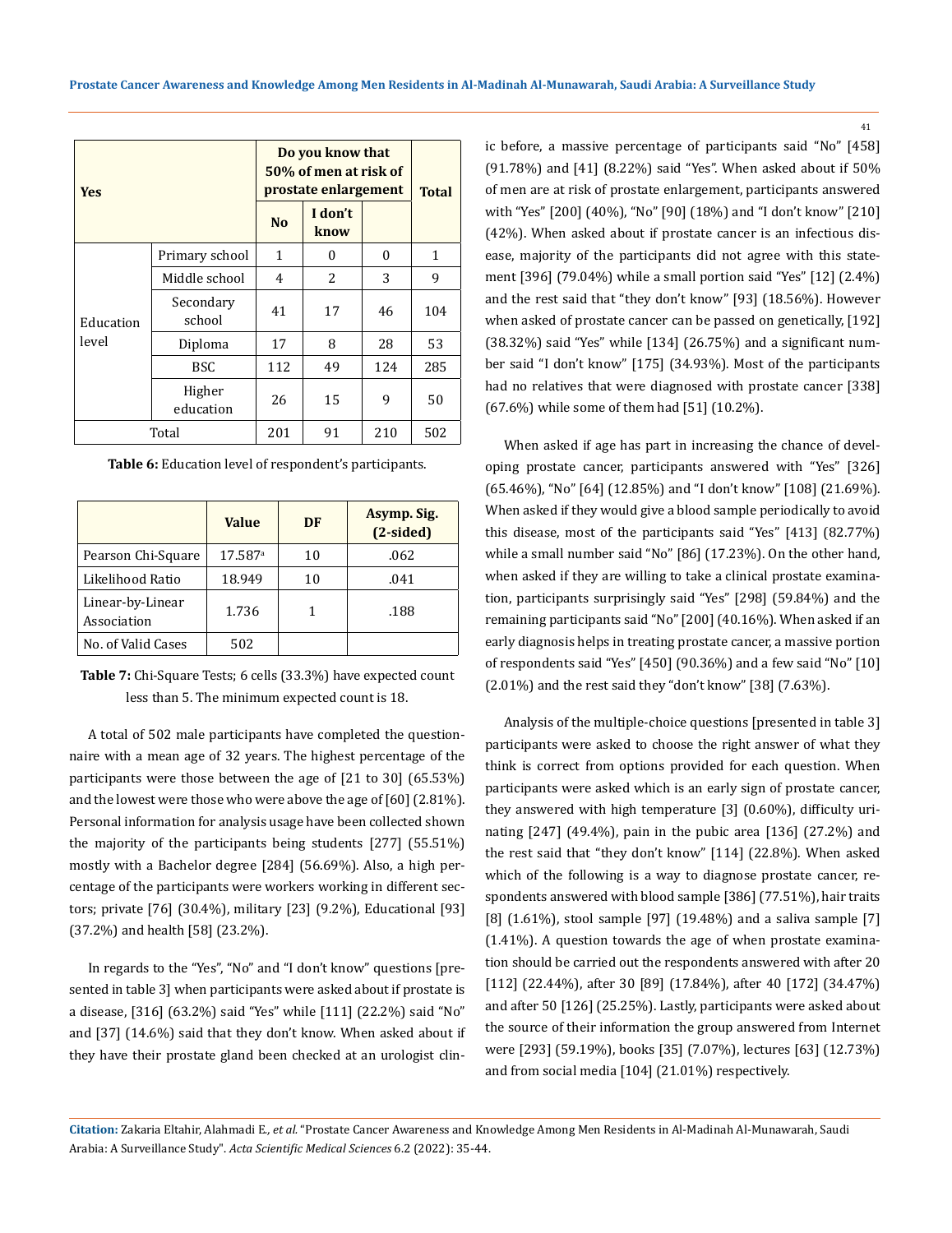| Yes | | Do you know that 50% of men at risk of prostate enlargement | | | Total |
|---|---|---|---|---|---|
| | | No | I don't know | | |
| Education level | Primary school | 1 | 0 | 0 | 1 |
| | Middle school | 4 | 2 | 3 | 9 |
| | Secondary school | 41 | 17 | 46 | 104 |
| | Diploma | 17 | 8 | 28 | 53 |
| | BSC | 112 | 49 | 124 | 285 |
| | Higher education | 26 | 15 | 9 | 50 |
| Total | | 201 | 91 | 210 | 502 |

**Table 6:** Education level of respondent's participants.

| | Value | DF | Asymp. Sig. (2-sided) |
|---|---|---|---|
| Pearson Chi-Square | 17.587[a] | 10 | .062 |
| Likelihood Ratio | 18.949 | 10 | .041 |
| Linear-by-Linear Association | 1.736 | 1 | .188 |
| No. of Valid Cases | 502 | | |

**Table 7:** Chi-Square Tests; 6 cells (33.3%) have expected count less than 5. The minimum expected count is 18.

A total of 502 male participants have completed the questionnaire with a mean age of 32 years. The highest percentage of the participants were those between the age of [21 to 30] (65.53%) and the lowest were those who were above the age of [60] (2.81%). Personal information for analysis usage have been collected shown the majority of the participants being students [277] (55.51%) mostly with a Bachelor degree [284] (56.69%). Also, a high percentage of the participants were workers working in different sectors; private [76] (30.4%), military [23] (9.2%), Educational [93] (37.2%) and health [58] (23.2%).

In regards to the "Yes", "No" and "I don't know" questions [presented in table 3] when participants were asked about if prostate is a disease, [316] (63.2%) said "Yes" while [111] (22.2%) said "No" and [37] (14.6%) said that they don't know. When asked about if they have their prostate gland been checked at an urologist clinic before, a massive percentage of participants said "No" [458] (91.78%) and [41] (8.22%) said "Yes". When asked about if 50% of men are at risk of prostate enlargement, participants answered with "Yes" [200] (40%), "No" [90] (18%) and "I don't know" [210] (42%). When asked about if prostate cancer is an infectious disease, majority of the participants did not agree with this statement [396] (79.04%) while a small portion said "Yes" [12] (2.4%) and the rest said that "they don't know" [93] (18.56%). However when asked of prostate cancer can be passed on genetically, [192] (38.32%) said "Yes" while [134] (26.75%) and a significant number said "I don't know" [175] (34.93%). Most of the participants had no relatives that were diagnosed with prostate cancer [338] (67.6%) while some of them had [51] (10.2%).

When asked if age has part in increasing the chance of developing prostate cancer, participants answered with "Yes" [326] (65.46%), "No" [64] (12.85%) and "I don't know" [108] (21.69%). When asked if they would give a blood sample periodically to avoid this disease, most of the participants said "Yes" [413] (82.77%) while a small number said "No" [86] (17.23%). On the other hand, when asked if they are willing to take a clinical prostate examination, participants surprisingly said "Yes" [298] (59.84%) and the remaining participants said "No" [200] (40.16%). When asked if an early diagnosis helps in treating prostate cancer, a massive portion of respondents said "Yes" [450] (90.36%) and a few said "No" [10] (2.01%) and the rest said they "don't know" [38] (7.63%).

Analysis of the multiple-choice questions [presented in table 3] participants were asked to choose the right answer of what they think is correct from options provided for each question. When participants were asked which is an early sign of prostate cancer, they answered with high temperature [3] (0.60%), difficulty urinating [247] (49.4%), pain in the pubic area [136] (27.2%) and the rest said that "they don't know" [114] (22.8%). When asked which of the following is a way to diagnose prostate cancer, respondents answered with blood sample [386] (77.51%), hair traits [8] (1.61%), stool sample [97] (19.48%) and a saliva sample [7] (1.41%). A question towards the age of when prostate examination should be carried out the respondents answered with after 20 [112] (22.44%), after 30 [89] (17.84%), after 40 [172] (34.47%) and after 50 [126] (25.25%). Lastly, participants were asked about the source of their information the group answered from Internet were [293] (59.19%), books [35] (7.07%), lectures [63] (12.73%) and from social media [104] (21.01%) respectively.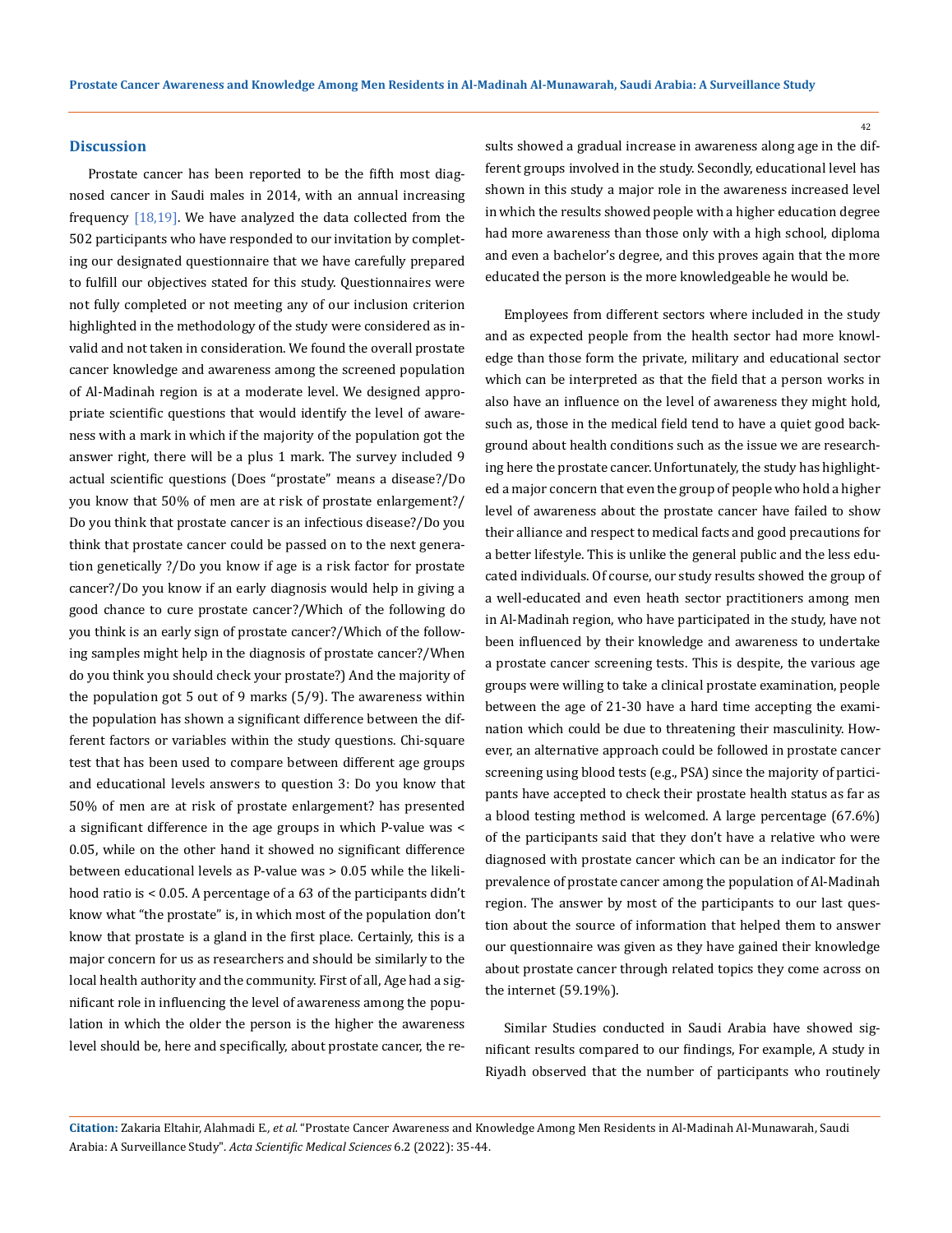## Discussion

Prostate cancer has been reported to be the fifth most diagnosed cancer in Saudi males in 2014, with an annual increasing frequency [18,19]. We have analyzed the data collected from the 502 participants who have responded to our invitation by completing our designated questionnaire that we have carefully prepared to fulfill our objectives stated for this study. Questionnaires were not fully completed or not meeting any of our inclusion criterion highlighted in the methodology of the study were considered as invalid and not taken in consideration. We found the overall prostate cancer knowledge and awareness among the screened population of Al-Madinah region is at a moderate level. We designed appropriate scientific questions that would identify the level of awareness with a mark in which if the majority of the population got the answer right, there will be a plus 1 mark. The survey included 9 actual scientific questions (Does "prostate" means a disease?/Do you know that 50% of men are at risk of prostate enlargement?/ Do you think that prostate cancer is an infectious disease?/Do you think that prostate cancer could be passed on to the next generation genetically ?/Do you know if age is a risk factor for prostate cancer?/Do you know if an early diagnosis would help in giving a good chance to cure prostate cancer?/Which of the following do you think is an early sign of prostate cancer?/Which of the following samples might help in the diagnosis of prostate cancer?/When do you think you should check your prostate?) And the majority of the population got 5 out of 9 marks (5/9). The awareness within the population has shown a significant difference between the different factors or variables within the study questions. Chi-square test that has been used to compare between different age groups and educational levels answers to question 3: Do you know that 50% of men are at risk of prostate enlargement? has presented a significant difference in the age groups in which P-value was < 0.05, while on the other hand it showed no significant difference between educational levels as P-value was > 0.05 while the likelihood ratio is < 0.05. A percentage of a 63 of the participants didn't know what "the prostate" is, in which most of the population don't know that prostate is a gland in the first place. Certainly, this is a major concern for us as researchers and should be similarly to the local health authority and the community. First of all, Age had a significant role in influencing the level of awareness among the population in which the older the person is the higher the awareness level should be, here and specifically, about prostate cancer, the results showed a gradual increase in awareness along age in the different groups involved in the study. Secondly, educational level has shown in this study a major role in the awareness increased level in which the results showed people with a higher education degree had more awareness than those only with a high school, diploma and even a bachelor's degree, and this proves again that the more educated the person is the more knowledgeable he would be.

Employees from different sectors where included in the study and as expected people from the health sector had more knowledge than those form the private, military and educational sector which can be interpreted as that the field that a person works in also have an influence on the level of awareness they might hold, such as, those in the medical field tend to have a quiet good background about health conditions such as the issue we are researching here the prostate cancer. Unfortunately, the study has highlighted a major concern that even the group of people who hold a higher level of awareness about the prostate cancer have failed to show their alliance and respect to medical facts and good precautions for a better lifestyle. This is unlike the general public and the less educated individuals. Of course, our study results showed the group of a well-educated and even heath sector practitioners among men in Al-Madinah region, who have participated in the study, have not been influenced by their knowledge and awareness to undertake a prostate cancer screening tests. This is despite, the various age groups were willing to take a clinical prostate examination, people between the age of 21-30 have a hard time accepting the examination which could be due to threatening their masculinity. However, an alternative approach could be followed in prostate cancer screening using blood tests (e.g., PSA) since the majority of participants have accepted to check their prostate health status as far as a blood testing method is welcomed. A large percentage (67.6%) of the participants said that they don't have a relative who were diagnosed with prostate cancer which can be an indicator for the prevalence of prostate cancer among the population of Al-Madinah region. The answer by most of the participants to our last question about the source of information that helped them to answer our questionnaire was given as they have gained their knowledge about prostate cancer through related topics they come across on the internet (59.19%).

Similar Studies conducted in Saudi Arabia have showed significant results compared to our findings, For example, A study in Riyadh observed that the number of participants who routinely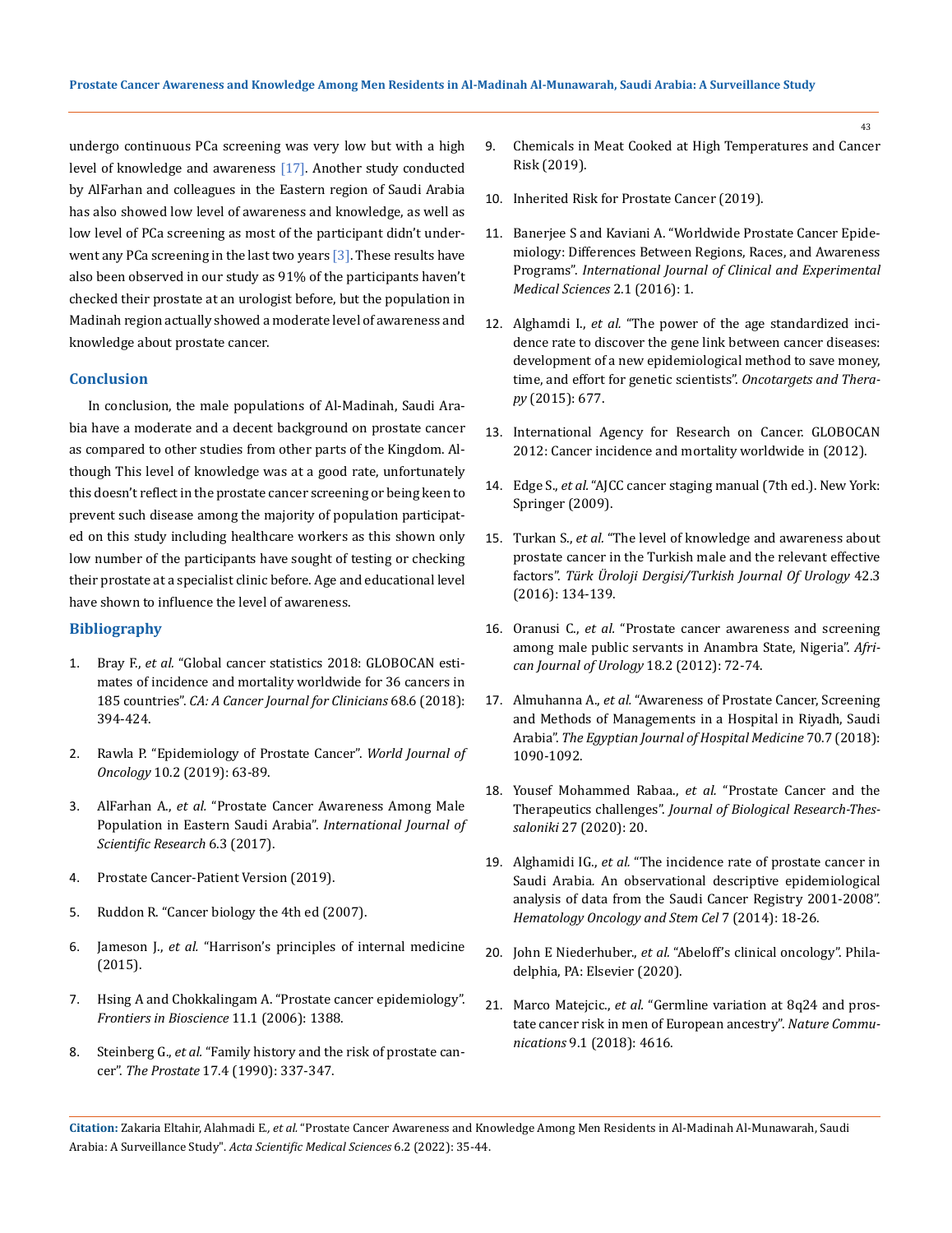undergo continuous PCa screening was very low but with a high level of knowledge and awareness [17]. Another study conducted by AlFarhan and colleagues in the Eastern region of Saudi Arabia has also showed low level of awareness and knowledge, as well as low level of PCa screening as most of the participant didn't underwent any PCa screening in the last two years [3]. These results have also been observed in our study as 91% of the participants haven't checked their prostate at an urologist before, but the population in Madinah region actually showed a moderate level of awareness and knowledge about prostate cancer.

## Conclusion

In conclusion, the male populations of Al-Madinah, Saudi Arabia have a moderate and a decent background on prostate cancer as compared to other studies from other parts of the Kingdom. Although This level of knowledge was at a good rate, unfortunately this doesn't reflect in the prostate cancer screening or being keen to prevent such disease among the majority of population participated on this study including healthcare workers as this shown only low number of the participants have sought of testing or checking their prostate at a specialist clinic before. Age and educational level have shown to influence the level of awareness.

## Bibliography

1. Bray F., *et al.* "Global cancer statistics 2018: GLOBOCAN estimates of incidence and mortality worldwide for 36 cancers in 185 countries". *CA: A Cancer Journal for Clinicians* 68.6 (2018): 394-424.
2. Rawla P. "Epidemiology of Prostate Cancer". *World Journal of Oncology* 10.2 (2019): 63-89.
3. AlFarhan A., *et al.* "Prostate Cancer Awareness Among Male Population in Eastern Saudi Arabia". *International Journal of Scientific Research* 6.3 (2017).
4. Prostate Cancer-Patient Version (2019).
5. Ruddon R. "Cancer biology the 4th ed (2007).
6. Jameson J., *et al.* "Harrison's principles of internal medicine (2015).
7. Hsing A and Chokkalingam A. "Prostate cancer epidemiology". *Frontiers in Bioscience* 11.1 (2006): 1388.
8. Steinberg G., *et al.* "Family history and the risk of prostate cancer". *The Prostate* 17.4 (1990): 337-347.
9. Chemicals in Meat Cooked at High Temperatures and Cancer Risk (2019).
10. Inherited Risk for Prostate Cancer (2019).
11. Banerjee S and Kaviani A. "Worldwide Prostate Cancer Epidemiology: Differences Between Regions, Races, and Awareness Programs". *International Journal of Clinical and Experimental Medical Sciences* 2.1 (2016): 1.
12. Alghamdi I., *et al.* "The power of the age standardized incidence rate to discover the gene link between cancer diseases: development of a new epidemiological method to save money, time, and effort for genetic scientists". *Oncotargets and Therapy* (2015): 677.
13. International Agency for Research on Cancer. GLOBOCAN 2012: Cancer incidence and mortality worldwide in (2012).
14. Edge S., *et al.* "AJCC cancer staging manual (7th ed.). New York: Springer (2009).
15. Turkan S., *et al.* "The level of knowledge and awareness about prostate cancer in the Turkish male and the relevant effective factors". *Türk Üroloji Dergisi/Turkish Journal Of Urology* 42.3 (2016): 134-139.
16. Oranusi C., *et al.* "Prostate cancer awareness and screening among male public servants in Anambra State, Nigeria". *African Journal of Urology* 18.2 (2012): 72-74.
17. Almuhanna A., *et al.* "Awareness of Prostate Cancer, Screening and Methods of Managements in a Hospital in Riyadh, Saudi Arabia". *The Egyptian Journal of Hospital Medicine* 70.7 (2018): 1090-1092.
18. Yousef Mohammed Rabaa., *et al.* "Prostate Cancer and the Therapeutics challenges". *Journal of Biological Research-Thessaloniki* 27 (2020): 20.
19. Alghamidi IG., *et al.* "The incidence rate of prostate cancer in Saudi Arabia. An observational descriptive epidemiological analysis of data from the Saudi Cancer Registry 2001-2008". *Hematology Oncology and Stem Cel* 7 (2014): 18-26.
20. John E Niederhuber., *et al.* "Abeloff's clinical oncology". Philadelphia, PA: Elsevier (2020).
21. Marco Matejcic., *et al.* "Germline variation at 8q24 and prostate cancer risk in men of European ancestry". *Nature Communications* 9.1 (2018): 4616.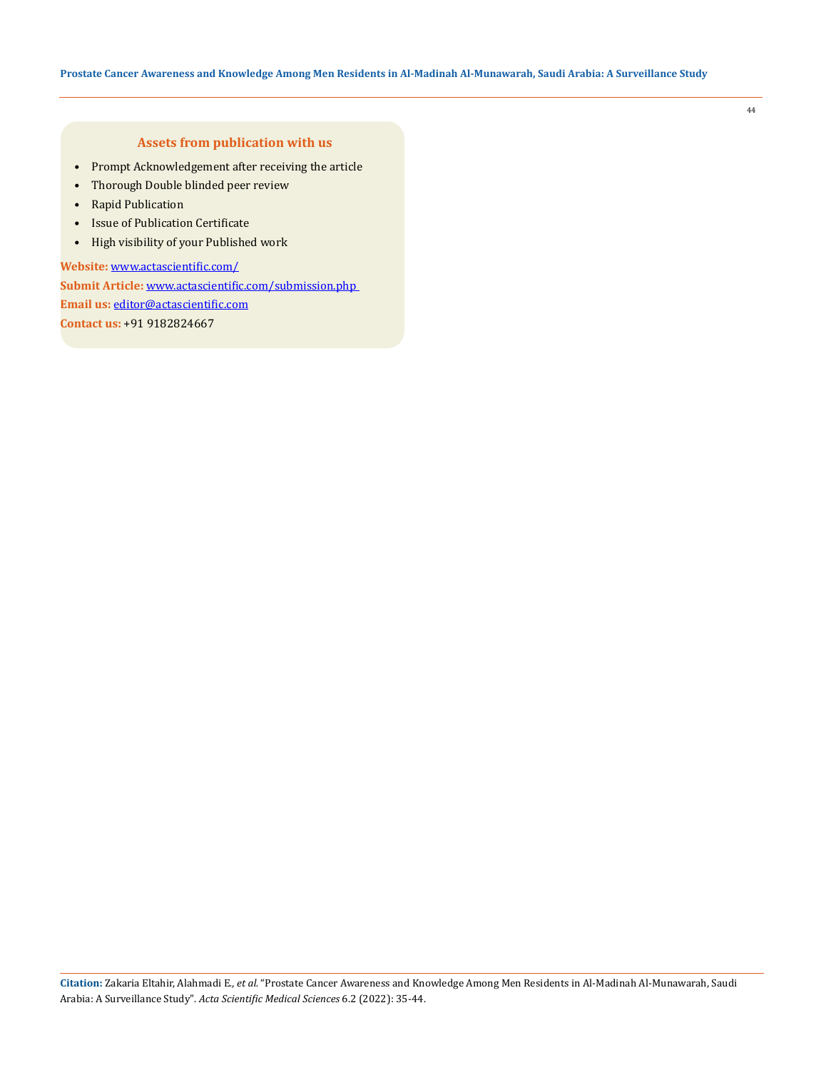### Assets from publication with us

- Prompt Acknowledgement after receiving the article
- Thorough Double blinded peer review
- Rapid Publication
- Issue of Publication Certificate
- High visibility of your Published work

**Website:** www.actascientific.com/

**Submit Article:** www.actascientific.com/submission.php

**Email us:** editor@actascientific.com

**Contact us:** +91 9182824667